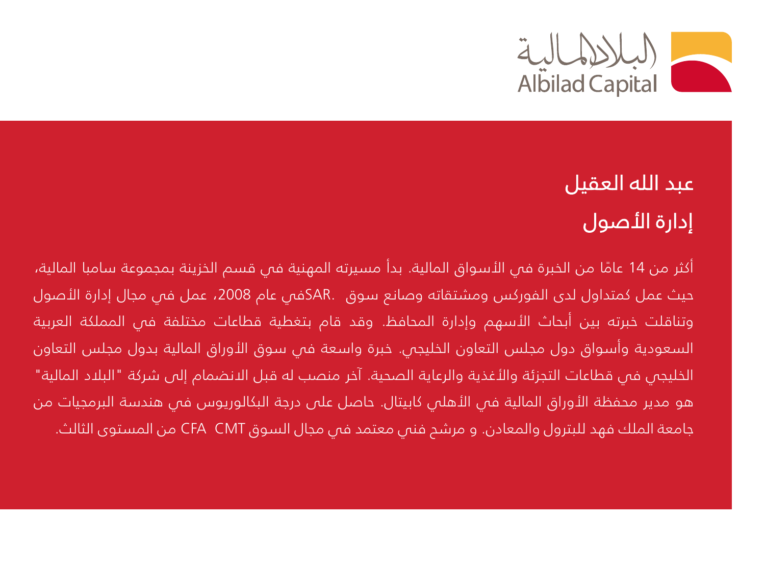البلاد المالية
Albilad Capital

## عبد الله العقيل

## إدارة الأصول

أكثر من 14 عامًا من الخبرة في الأسواق المالية. بدأ مسيرته المهنية في قسم الخزينة بمجموعة سامبا المالية، حيث عمل كمتداول لدى الفوركس ومشتقاته وصانع سوق .SARفي عام 2008، عمل في مجال إدارة الأصول وتناقلت خبرته بين أبحاث الأسهم وإدارة المحافظ. وقد قام بتغطية قطاعات مختلفة في المملكة العربية السعودية وأسواق دول مجلس التعاون الخليجي. خبرة واسعة في سوق الأوراق المالية بدول مجلس التعاون الخليجي في قطاعات التجزئة والأغذية والرعاية الصحية. آخر منصب له قبل الانضمام إلى شركة "البلاد المالية" هو مدير محفظة الأوراق المالية في الأهلي كابيتال. حاصل على درجة البكالوريوس في هندسة البرمجيات من جامعة الملك فهد للبترول والمعادن. و مرشح فني معتمد في مجال السوق CMT CFA من المستوى الثالث.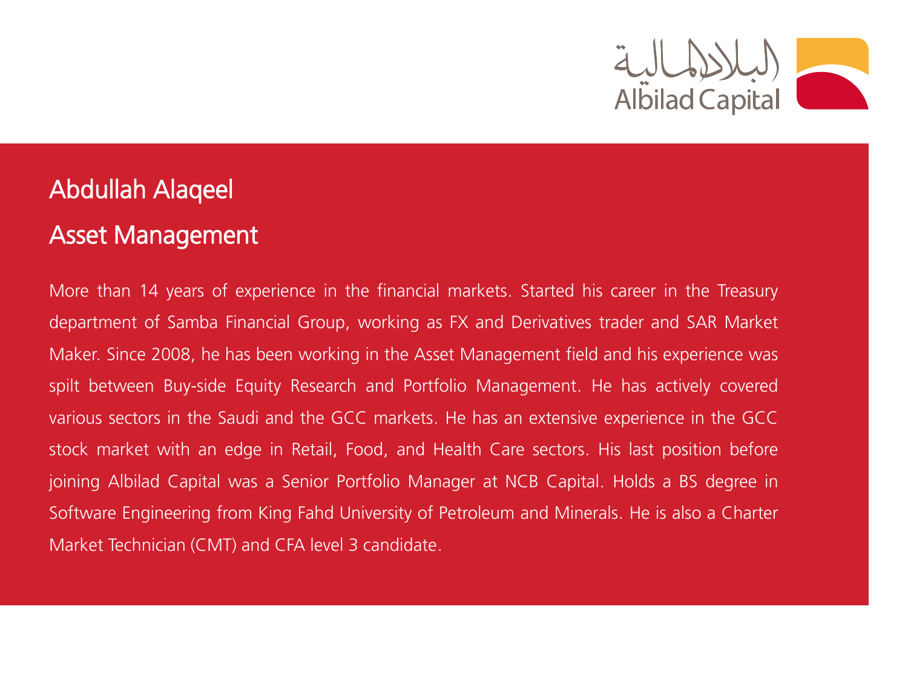# Abdullah Alaqeel

## Asset Management

More than 14 years of experience in the financial markets. Started his career in the Treasury department of Samba Financial Group, working as FX and Derivatives trader and SAR Market Maker. Since 2008, he has been working in the Asset Management field and his experience was spilt between Buy-side Equity Research and Portfolio Management. He has actively covered various sectors in the Saudi and the GCC markets. He has an extensive experience in the GCC stock market with an edge in Retail, Food, and Health Care sectors. His last position before joining Albilad Capital was a Senior Portfolio Manager at NCB Capital. Holds a BS degree in Software Engineering from King Fahd University of Petroleum and Minerals. He is also a Charter Market Technician (CMT) and CFA level 3 candidate.